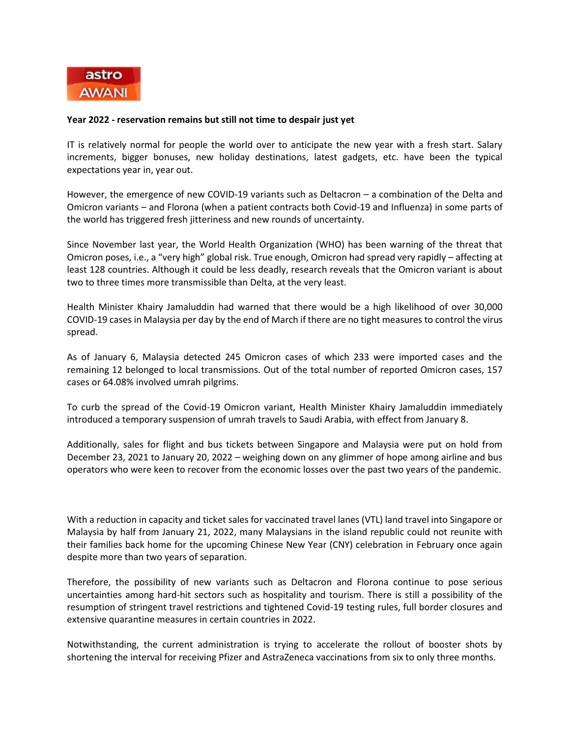astro AWANI

**Year 2022 - reservation remains but still not time to despair just yet**

IT is relatively normal for people the world over to anticipate the new year with a fresh start. Salary increments, bigger bonuses, new holiday destinations, latest gadgets, etc. have been the typical expectations year in, year out.

However, the emergence of new COVID-19 variants such as Deltacron – a combination of the Delta and Omicron variants – and Florona (when a patient contracts both Covid-19 and Influenza) in some parts of the world has triggered fresh jitteriness and new rounds of uncertainty.

Since November last year, the World Health Organization (WHO) has been warning of the threat that Omicron poses, i.e., a "very high" global risk. True enough, Omicron had spread very rapidly – affecting at least 128 countries. Although it could be less deadly, research reveals that the Omicron variant is about two to three times more transmissible than Delta, at the very least.

Health Minister Khairy Jamaluddin had warned that there would be a high likelihood of over 30,000 COVID-19 cases in Malaysia per day by the end of March if there are no tight measures to control the virus spread.

As of January 6, Malaysia detected 245 Omicron cases of which 233 were imported cases and the remaining 12 belonged to local transmissions. Out of the total number of reported Omicron cases, 157 cases or 64.08% involved umrah pilgrims.

To curb the spread of the Covid-19 Omicron variant, Health Minister Khairy Jamaluddin immediately introduced a temporary suspension of umrah travels to Saudi Arabia, with effect from January 8.

Additionally, sales for flight and bus tickets between Singapore and Malaysia were put on hold from December 23, 2021 to January 20, 2022 – weighing down on any glimmer of hope among airline and bus operators who were keen to recover from the economic losses over the past two years of the pandemic.

With a reduction in capacity and ticket sales for vaccinated travel lanes (VTL) land travel into Singapore or Malaysia by half from January 21, 2022, many Malaysians in the island republic could not reunite with their families back home for the upcoming Chinese New Year (CNY) celebration in February once again despite more than two years of separation.

Therefore, the possibility of new variants such as Deltacron and Florona continue to pose serious uncertainties among hard-hit sectors such as hospitality and tourism. There is still a possibility of the resumption of stringent travel restrictions and tightened Covid-19 testing rules, full border closures and extensive quarantine measures in certain countries in 2022.

Notwithstanding, the current administration is trying to accelerate the rollout of booster shots by shortening the interval for receiving Pfizer and AstraZeneca vaccinations from six to only three months.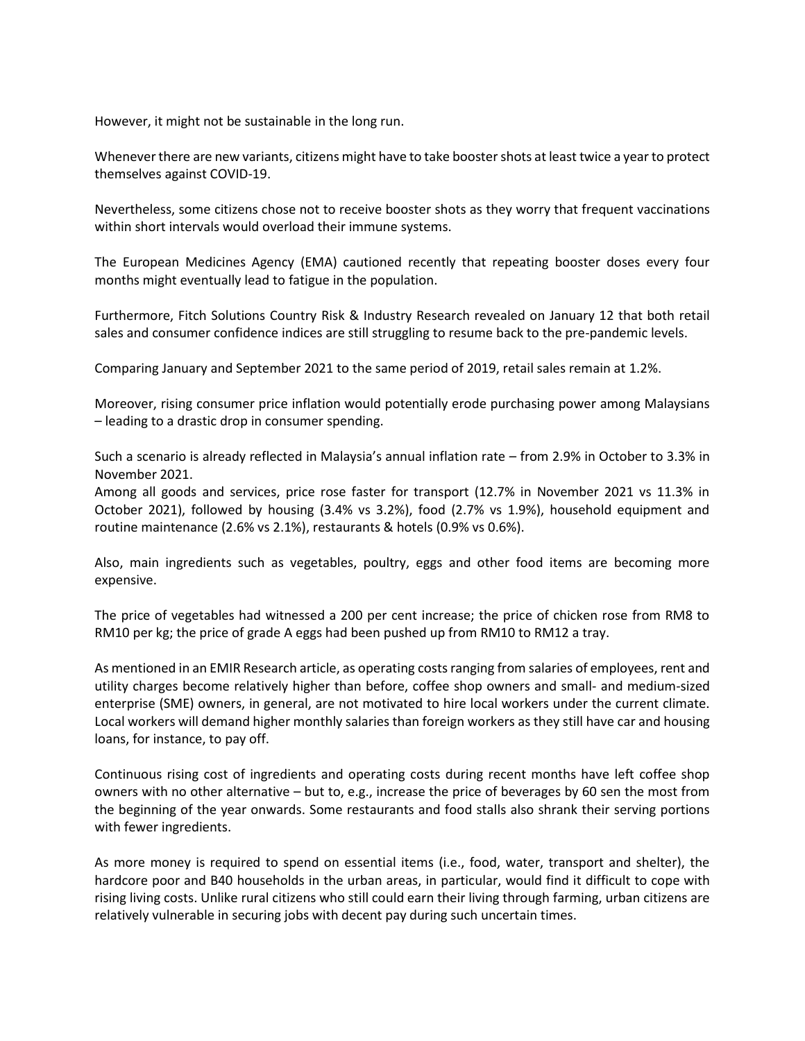However, it might not be sustainable in the long run.

Whenever there are new variants, citizens might have to take booster shots at least twice a year to protect themselves against COVID-19.

Nevertheless, some citizens chose not to receive booster shots as they worry that frequent vaccinations within short intervals would overload their immune systems.

The European Medicines Agency (EMA) cautioned recently that repeating booster doses every four months might eventually lead to fatigue in the population.

Furthermore, Fitch Solutions Country Risk & Industry Research revealed on January 12 that both retail sales and consumer confidence indices are still struggling to resume back to the pre-pandemic levels.

Comparing January and September 2021 to the same period of 2019, retail sales remain at 1.2%.

Moreover, rising consumer price inflation would potentially erode purchasing power among Malaysians – leading to a drastic drop in consumer spending.

Such a scenario is already reflected in Malaysia's annual inflation rate – from 2.9% in October to 3.3% in November 2021.
Among all goods and services, price rose faster for transport (12.7% in November 2021 vs 11.3% in October 2021), followed by housing (3.4% vs 3.2%), food (2.7% vs 1.9%), household equipment and routine maintenance (2.6% vs 2.1%), restaurants & hotels (0.9% vs 0.6%).

Also, main ingredients such as vegetables, poultry, eggs and other food items are becoming more expensive.

The price of vegetables had witnessed a 200 per cent increase; the price of chicken rose from RM8 to RM10 per kg; the price of grade A eggs had been pushed up from RM10 to RM12 a tray.

As mentioned in an EMIR Research article, as operating costs ranging from salaries of employees, rent and utility charges become relatively higher than before, coffee shop owners and small- and medium-sized enterprise (SME) owners, in general, are not motivated to hire local workers under the current climate. Local workers will demand higher monthly salaries than foreign workers as they still have car and housing loans, for instance, to pay off.

Continuous rising cost of ingredients and operating costs during recent months have left coffee shop owners with no other alternative – but to, e.g., increase the price of beverages by 60 sen the most from the beginning of the year onwards. Some restaurants and food stalls also shrank their serving portions with fewer ingredients.

As more money is required to spend on essential items (i.e., food, water, transport and shelter), the hardcore poor and B40 households in the urban areas, in particular, would find it difficult to cope with rising living costs. Unlike rural citizens who still could earn their living through farming, urban citizens are relatively vulnerable in securing jobs with decent pay during such uncertain times.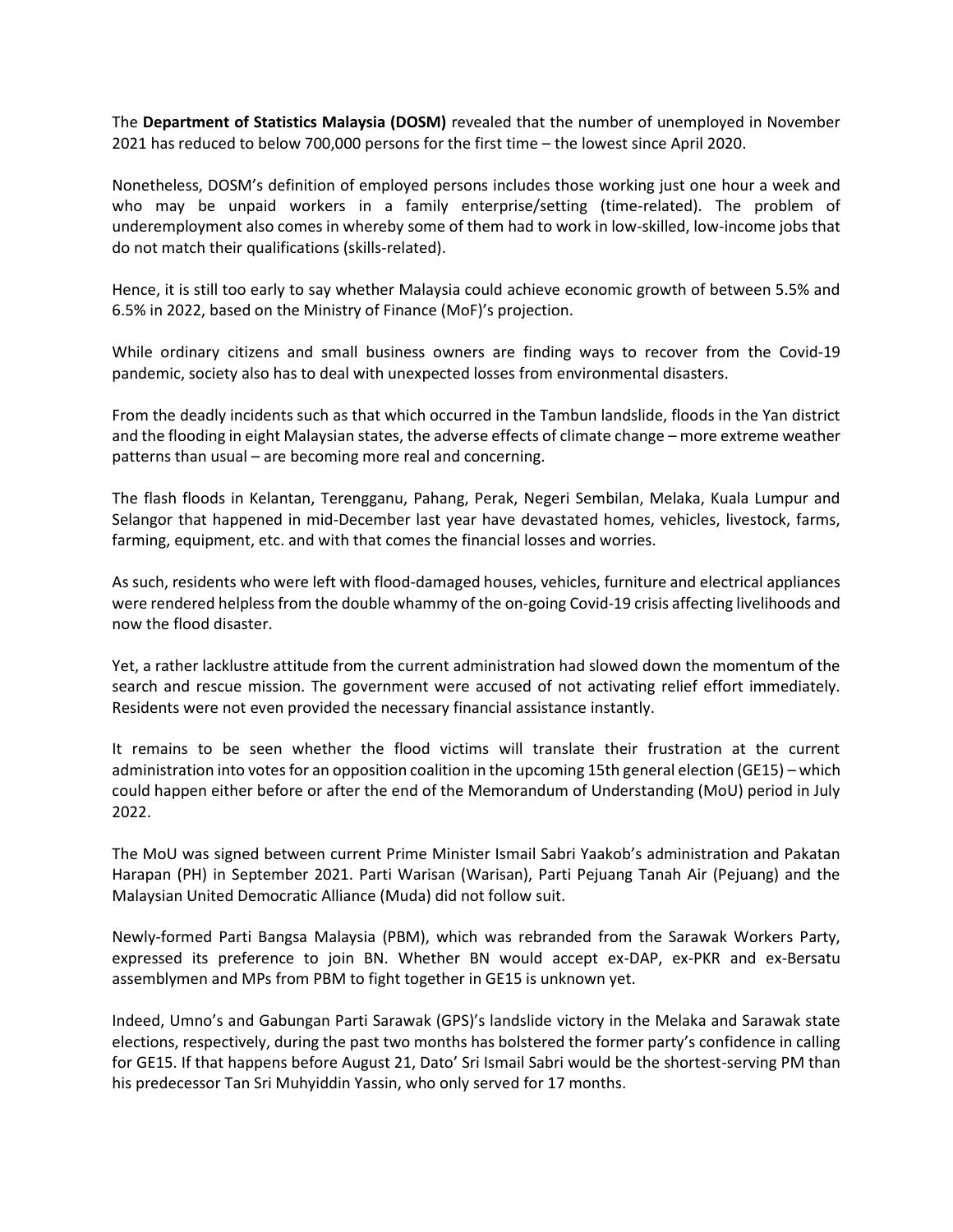The **Department of Statistics Malaysia (DOSM)** revealed that the number of unemployed in November 2021 has reduced to below 700,000 persons for the first time – the lowest since April 2020.

Nonetheless, DOSM's definition of employed persons includes those working just one hour a week and who may be unpaid workers in a family enterprise/setting (time-related). The problem of underemployment also comes in whereby some of them had to work in low-skilled, low-income jobs that do not match their qualifications (skills-related).

Hence, it is still too early to say whether Malaysia could achieve economic growth of between 5.5% and 6.5% in 2022, based on the Ministry of Finance (MoF)'s projection.

While ordinary citizens and small business owners are finding ways to recover from the Covid-19 pandemic, society also has to deal with unexpected losses from environmental disasters.

From the deadly incidents such as that which occurred in the Tambun landslide, floods in the Yan district and the flooding in eight Malaysian states, the adverse effects of climate change – more extreme weather patterns than usual – are becoming more real and concerning.

The flash floods in Kelantan, Terengganu, Pahang, Perak, Negeri Sembilan, Melaka, Kuala Lumpur and Selangor that happened in mid-December last year have devastated homes, vehicles, livestock, farms, farming, equipment, etc. and with that comes the financial losses and worries.

As such, residents who were left with flood-damaged houses, vehicles, furniture and electrical appliances were rendered helpless from the double whammy of the on-going Covid-19 crisis affecting livelihoods and now the flood disaster.

Yet, a rather lacklustre attitude from the current administration had slowed down the momentum of the search and rescue mission. The government were accused of not activating relief effort immediately. Residents were not even provided the necessary financial assistance instantly.

It remains to be seen whether the flood victims will translate their frustration at the current administration into votes for an opposition coalition in the upcoming 15th general election (GE15) – which could happen either before or after the end of the Memorandum of Understanding (MoU) period in July 2022.

The MoU was signed between current Prime Minister Ismail Sabri Yaakob's administration and Pakatan Harapan (PH) in September 2021. Parti Warisan (Warisan), Parti Pejuang Tanah Air (Pejuang) and the Malaysian United Democratic Alliance (Muda) did not follow suit.

Newly-formed Parti Bangsa Malaysia (PBM), which was rebranded from the Sarawak Workers Party, expressed its preference to join BN. Whether BN would accept ex-DAP, ex-PKR and ex-Bersatu assemblymen and MPs from PBM to fight together in GE15 is unknown yet.

Indeed, Umno's and Gabungan Parti Sarawak (GPS)'s landslide victory in the Melaka and Sarawak state elections, respectively, during the past two months has bolstered the former party's confidence in calling for GE15. If that happens before August 21, Dato' Sri Ismail Sabri would be the shortest-serving PM than his predecessor Tan Sri Muhyiddin Yassin, who only served for 17 months.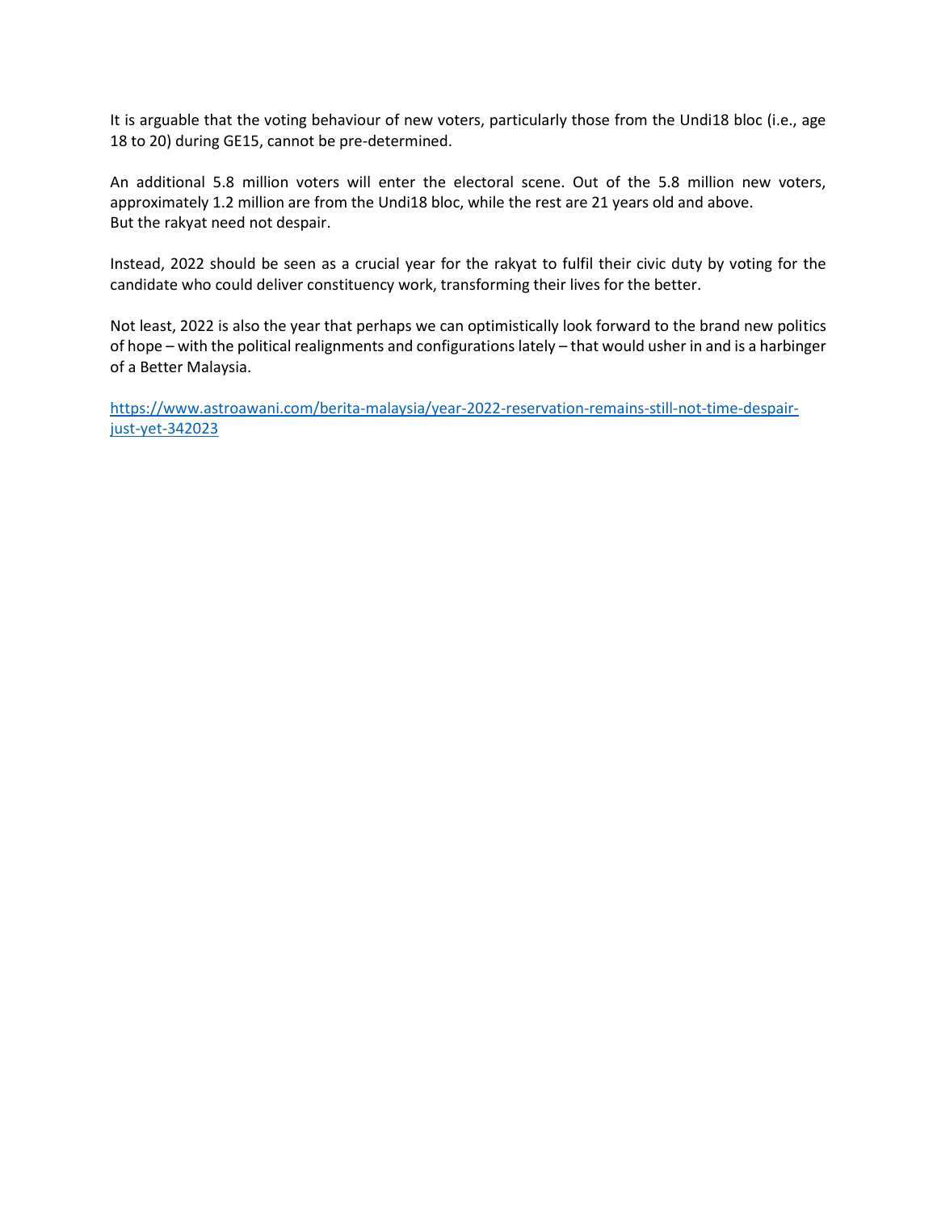It is arguable that the voting behaviour of new voters, particularly those from the Undi18 bloc (i.e., age 18 to 20) during GE15, cannot be pre-determined.

An additional 5.8 million voters will enter the electoral scene. Out of the 5.8 million new voters, approximately 1.2 million are from the Undi18 bloc, while the rest are 21 years old and above.
But the rakyat need not despair.

Instead, 2022 should be seen as a crucial year for the rakyat to fulfil their civic duty by voting for the candidate who could deliver constituency work, transforming their lives for the better.

Not least, 2022 is also the year that perhaps we can optimistically look forward to the brand new politics of hope – with the political realignments and configurations lately – that would usher in and is a harbinger of a Better Malaysia.

https://www.astroawani.com/berita-malaysia/year-2022-reservation-remains-still-not-time-despair-just-yet-342023